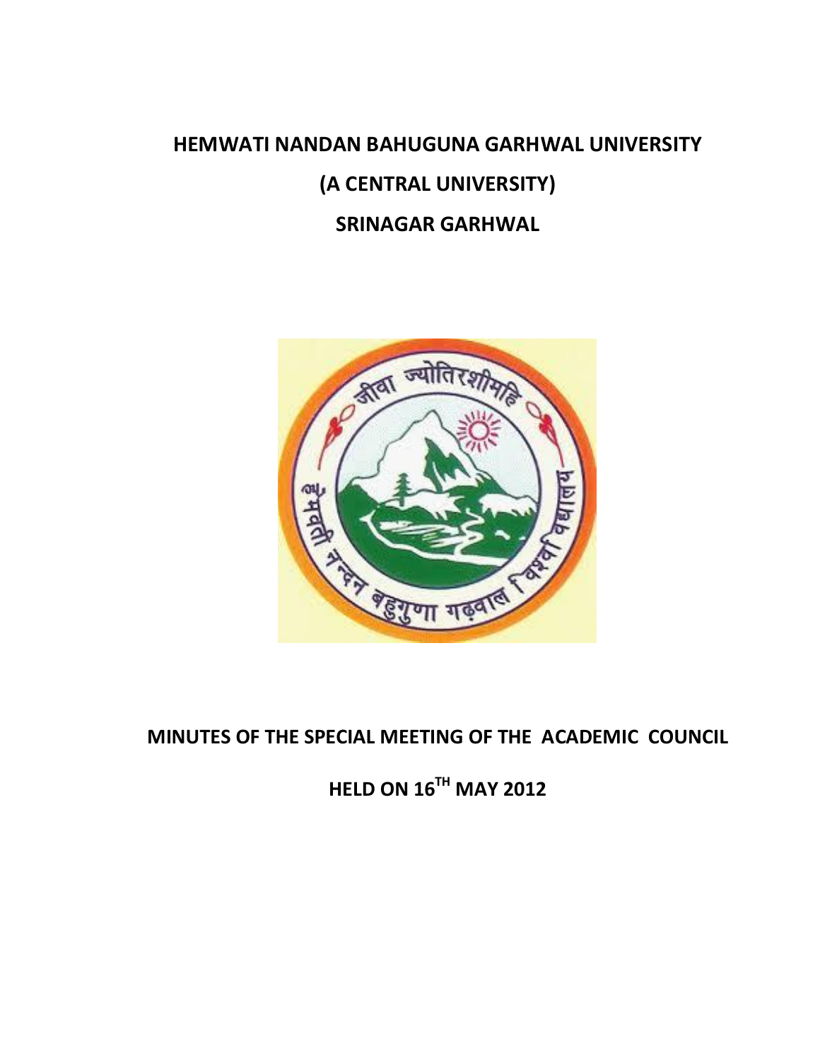# HEMWATI NANDAN BAHUGUNA GARHWAL UNIVERSITY

# (A CENTRAL UNIVERSITY)

# SRINAGAR GARHWAL

## MINUTES OF THE SPECIAL MEETING OF THE ACADEMIC COUNCIL

## HELD ON 16TH MAY 2012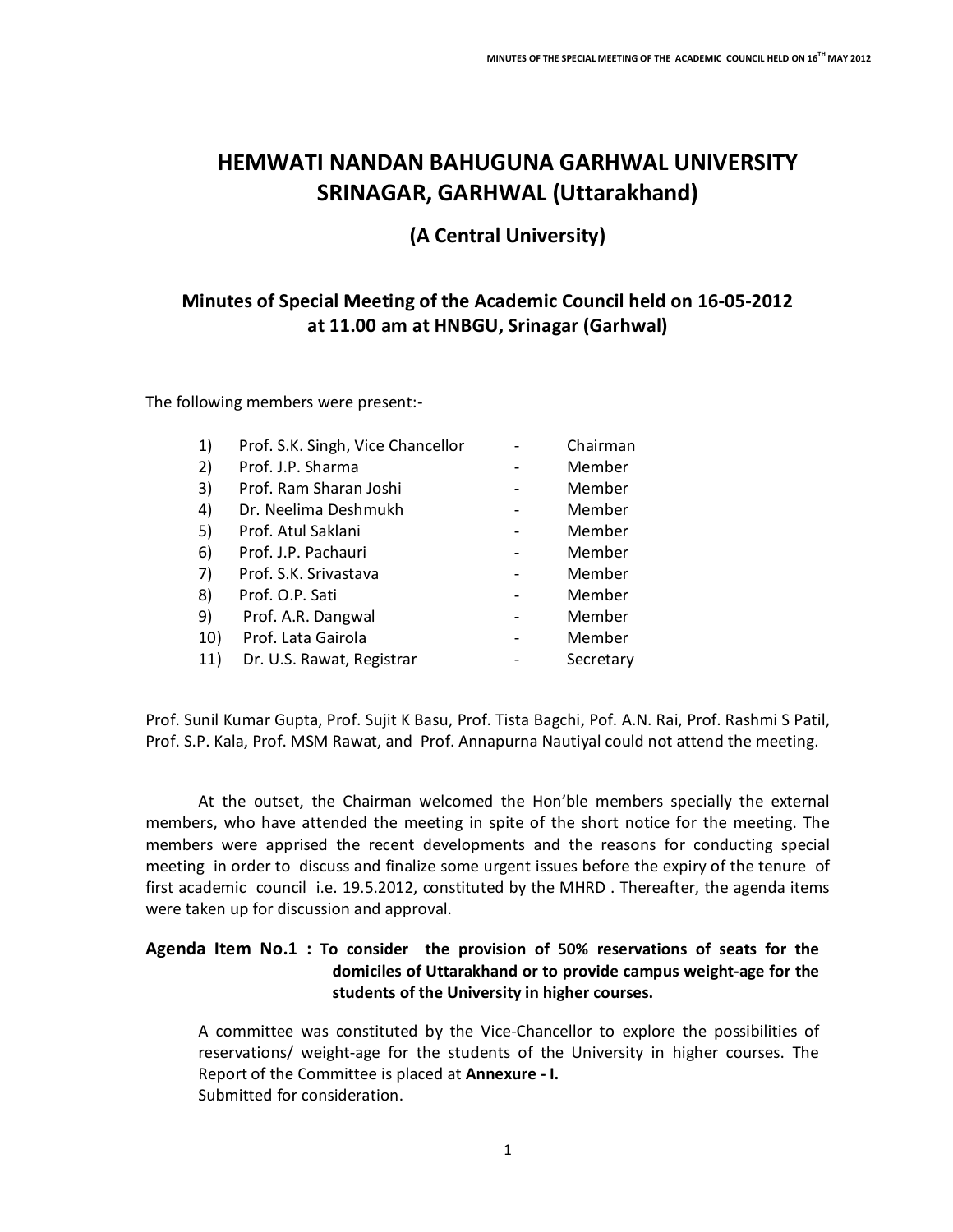# HEMWATI NANDAN BAHUGUNA GARHWAL UNIVERSITY SRINAGAR, GARHWAL (Uttarakhand)

## (A Central University)

### Minutes of Special Meeting of the Academic Council held on 16-05-2012 at 11.00 am at HNBGU, Srinagar (Garhwal)

The following members were present:-

| | | | |
|---|---|---|---|
| 1) | Prof. S.K. Singh, Vice Chancellor | - | Chairman |
| 2) | Prof. J.P. Sharma | - | Member |
| 3) | Prof. Ram Sharan Joshi | - | Member |
| 4) | Dr. Neelima Deshmukh | - | Member |
| 5) | Prof. Atul Saklani | - | Member |
| 6) | Prof. J.P. Pachauri | - | Member |
| 7) | Prof. S.K. Srivastava | - | Member |
| 8) | Prof. O.P. Sati | - | Member |
| 9) | Prof. A.R. Dangwal | - | Member |
| 10) | Prof. Lata Gairola | - | Member |
| 11) | Dr. U.S. Rawat, Registrar | - | Secretary |

Prof. Sunil Kumar Gupta, Prof. Sujit K Basu, Prof. Tista Bagchi, Pof. A.N. Rai, Prof. Rashmi S Patil, Prof. S.P. Kala, Prof. MSM Rawat, and Prof. Annapurna Nautiyal could not attend the meeting.

At the outset, the Chairman welcomed the Hon'ble members specially the external members, who have attended the meeting in spite of the short notice for the meeting. The members were apprised the recent developments and the reasons for conducting special meeting in order to discuss and finalize some urgent issues before the expiry of the tenure of first academic council i.e. 19.5.2012, constituted by the MHRD . Thereafter, the agenda items were taken up for discussion and approval.

**Agenda Item No.1 : To consider the provision of 50% reservations of seats for the domiciles of Uttarakhand or to provide campus weight-age for the students of the University in higher courses.**

A committee was constituted by the Vice-Chancellor to explore the possibilities of reservations/ weight-age for the students of the University in higher courses. The Report of the Committee is placed at **Annexure - I.**
Submitted for consideration.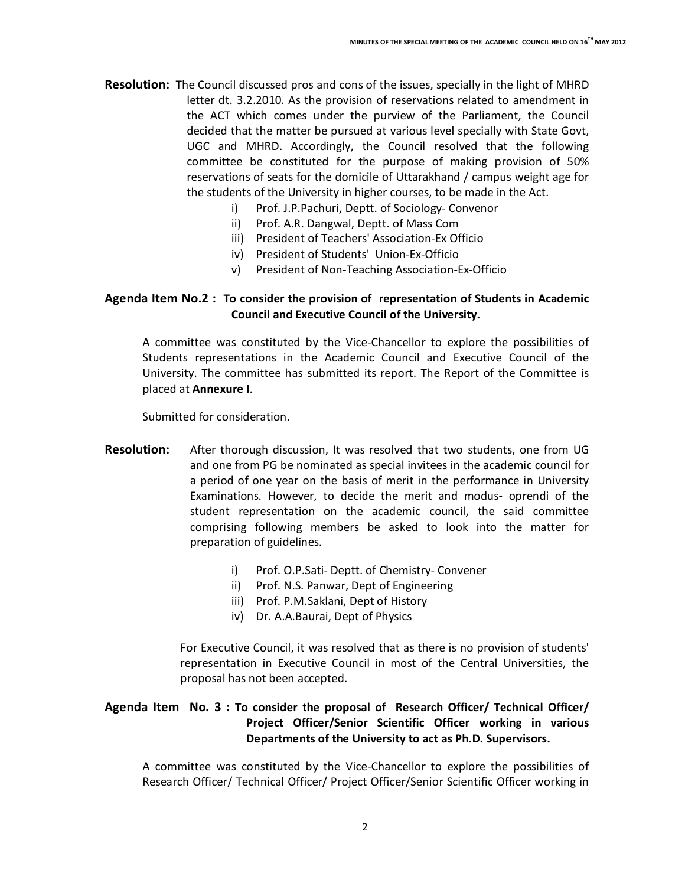**Resolution:** The Council discussed pros and cons of the issues, specially in the light of MHRD letter dt. 3.2.2010. As the provision of reservations related to amendment in the ACT which comes under the purview of the Parliament, the Council decided that the matter be pursued at various level specially with State Govt, UGC and MHRD. Accordingly, the Council resolved that the following committee be constituted for the purpose of making provision of 50% reservations of seats for the domicile of Uttarakhand / campus weight age for the students of the University in higher courses, to be made in the Act.

i) Prof. J.P.Pachuri, Deptt. of Sociology- Convenor
ii) Prof. A.R. Dangwal, Deptt. of Mass Com
iii) President of Teachers' Association-Ex Officio
iv) President of Students' Union-Ex-Officio
v) President of Non-Teaching Association-Ex-Officio

**Agenda Item No.2 : To consider the provision of representation of Students in Academic Council and Executive Council of the University.**

A committee was constituted by the Vice-Chancellor to explore the possibilities of Students representations in the Academic Council and Executive Council of the University. The committee has submitted its report. The Report of the Committee is placed at **Annexure I**.

Submitted for consideration.

**Resolution:** After thorough discussion, It was resolved that two students, one from UG and one from PG be nominated as special invitees in the academic council for a period of one year on the basis of merit in the performance in University Examinations. However, to decide the merit and modus- oprendi of the student representation on the academic council, the said committee comprising following members be asked to look into the matter for preparation of guidelines.

i) Prof. O.P.Sati- Deptt. of Chemistry- Convener
ii) Prof. N.S. Panwar, Dept of Engineering
iii) Prof. P.M.Saklani, Dept of History
iv) Dr. A.A.Baurai, Dept of Physics

For Executive Council, it was resolved that as there is no provision of students' representation in Executive Council in most of the Central Universities, the proposal has not been accepted.

**Agenda Item No. 3 : To consider the proposal of Research Officer/ Technical Officer/ Project Officer/Senior Scientific Officer working in various Departments of the University to act as Ph.D. Supervisors.**

A committee was constituted by the Vice-Chancellor to explore the possibilities of Research Officer/ Technical Officer/ Project Officer/Senior Scientific Officer working in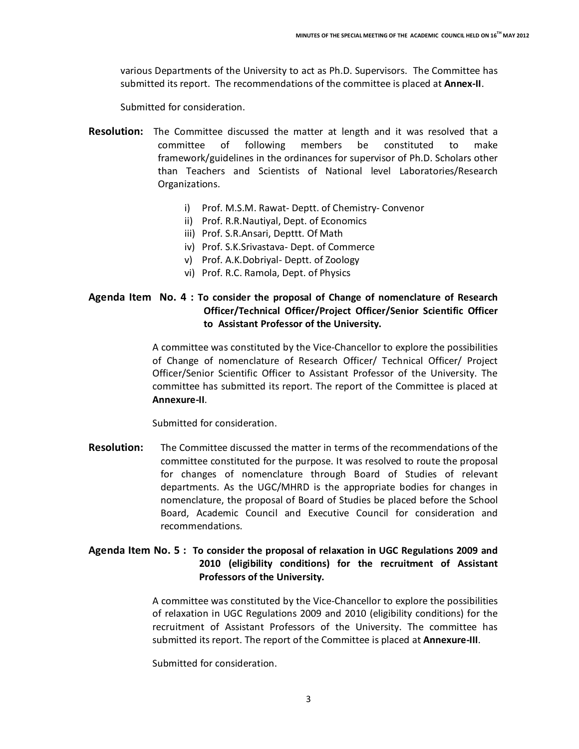various Departments of the University to act as Ph.D. Supervisors. The Committee has submitted its report. The recommendations of the committee is placed at **Annex-II**.

Submitted for consideration.

**Resolution:** The Committee discussed the matter at length and it was resolved that a committee of following members be constituted to make framework/guidelines in the ordinances for supervisor of Ph.D. Scholars other than Teachers and Scientists of National level Laboratories/Research Organizations.

i) Prof. M.S.M. Rawat- Deptt. of Chemistry- Convenor
ii) Prof. R.R.Nautiyal, Dept. of Economics
iii) Prof. S.R.Ansari, Depttt. Of Math
iv) Prof. S.K.Srivastava- Dept. of Commerce
v) Prof. A.K.Dobriyal- Deptt. of Zoology
vi) Prof. R.C. Ramola, Dept. of Physics

**Agenda Item No. 4 : To consider the proposal of Change of nomenclature of Research Officer/Technical Officer/Project Officer/Senior Scientific Officer to Assistant Professor of the University.**

A committee was constituted by the Vice-Chancellor to explore the possibilities of Change of nomenclature of Research Officer/ Technical Officer/ Project Officer/Senior Scientific Officer to Assistant Professor of the University. The committee has submitted its report. The report of the Committee is placed at **Annexure-II**.

Submitted for consideration.

**Resolution:** The Committee discussed the matter in terms of the recommendations of the committee constituted for the purpose. It was resolved to route the proposal for changes of nomenclature through Board of Studies of relevant departments. As the UGC/MHRD is the appropriate bodies for changes in nomenclature, the proposal of Board of Studies be placed before the School Board, Academic Council and Executive Council for consideration and recommendations.

**Agenda Item No. 5 : To consider the proposal of relaxation in UGC Regulations 2009 and 2010 (eligibility conditions) for the recruitment of Assistant Professors of the University.**

A committee was constituted by the Vice-Chancellor to explore the possibilities of relaxation in UGC Regulations 2009 and 2010 (eligibility conditions) for the recruitment of Assistant Professors of the University. The committee has submitted its report. The report of the Committee is placed at **Annexure-III**.

Submitted for consideration.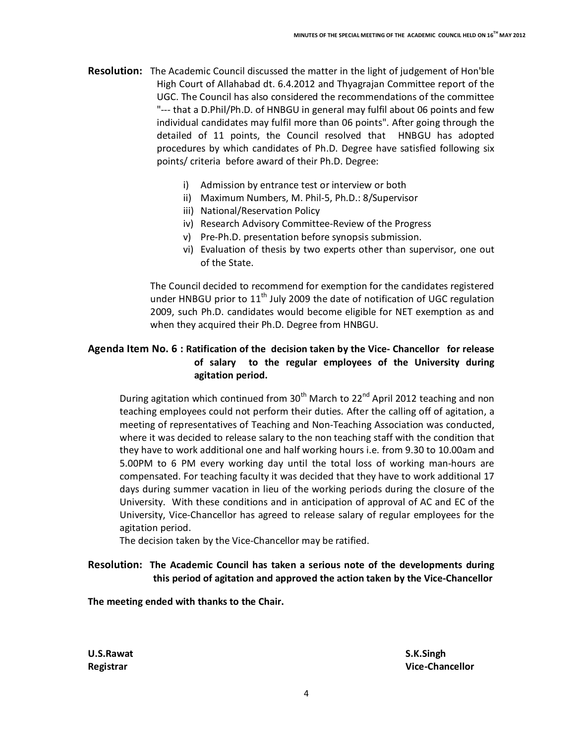**Resolution:** The Academic Council discussed the matter in the light of judgement of Hon'ble High Court of Allahabad dt. 6.4.2012 and Thyagrajan Committee report of the UGC. The Council has also considered the recommendations of the committee "--- that a D.Phil/Ph.D. of HNBGU in general may fulfil about 06 points and few individual candidates may fulfil more than 06 points". After going through the detailed of 11 points, the Council resolved that HNBGU has adopted procedures by which candidates of Ph.D. Degree have satisfied following six points/ criteria before award of their Ph.D. Degree:

i) Admission by entrance test or interview or both
ii) Maximum Numbers, M. Phil-5, Ph.D.: 8/Supervisor
iii) National/Reservation Policy
iv) Research Advisory Committee-Review of the Progress
v) Pre-Ph.D. presentation before synopsis submission.
vi) Evaluation of thesis by two experts other than supervisor, one out of the State.

The Council decided to recommend for exemption for the candidates registered under HNBGU prior to 11th July 2009 the date of notification of UGC regulation 2009, such Ph.D. candidates would become eligible for NET exemption as and when they acquired their Ph.D. Degree from HNBGU.

**Agenda Item No. 6 : Ratification of the decision taken by the Vice- Chancellor for release of salary to the regular employees of the University during agitation period.**

During agitation which continued from 30th March to 22nd April 2012 teaching and non teaching employees could not perform their duties. After the calling off of agitation, a meeting of representatives of Teaching and Non-Teaching Association was conducted, where it was decided to release salary to the non teaching staff with the condition that they have to work additional one and half working hours i.e. from 9.30 to 10.00am and 5.00PM to 6 PM every working day until the total loss of working man-hours are compensated. For teaching faculty it was decided that they have to work additional 17 days during summer vacation in lieu of the working periods during the closure of the University. With these conditions and in anticipation of approval of AC and EC of the University, Vice-Chancellor has agreed to release salary of regular employees for the agitation period.

The decision taken by the Vice-Chancellor may be ratified.

**Resolution: The Academic Council has taken a serious note of the developments during this period of agitation and approved the action taken by the Vice-Chancellor**

**The meeting ended with thanks to the Chair.**

**U.S.Rawat**
**Registrar**

**S.K.Singh**
**Vice-Chancellor**